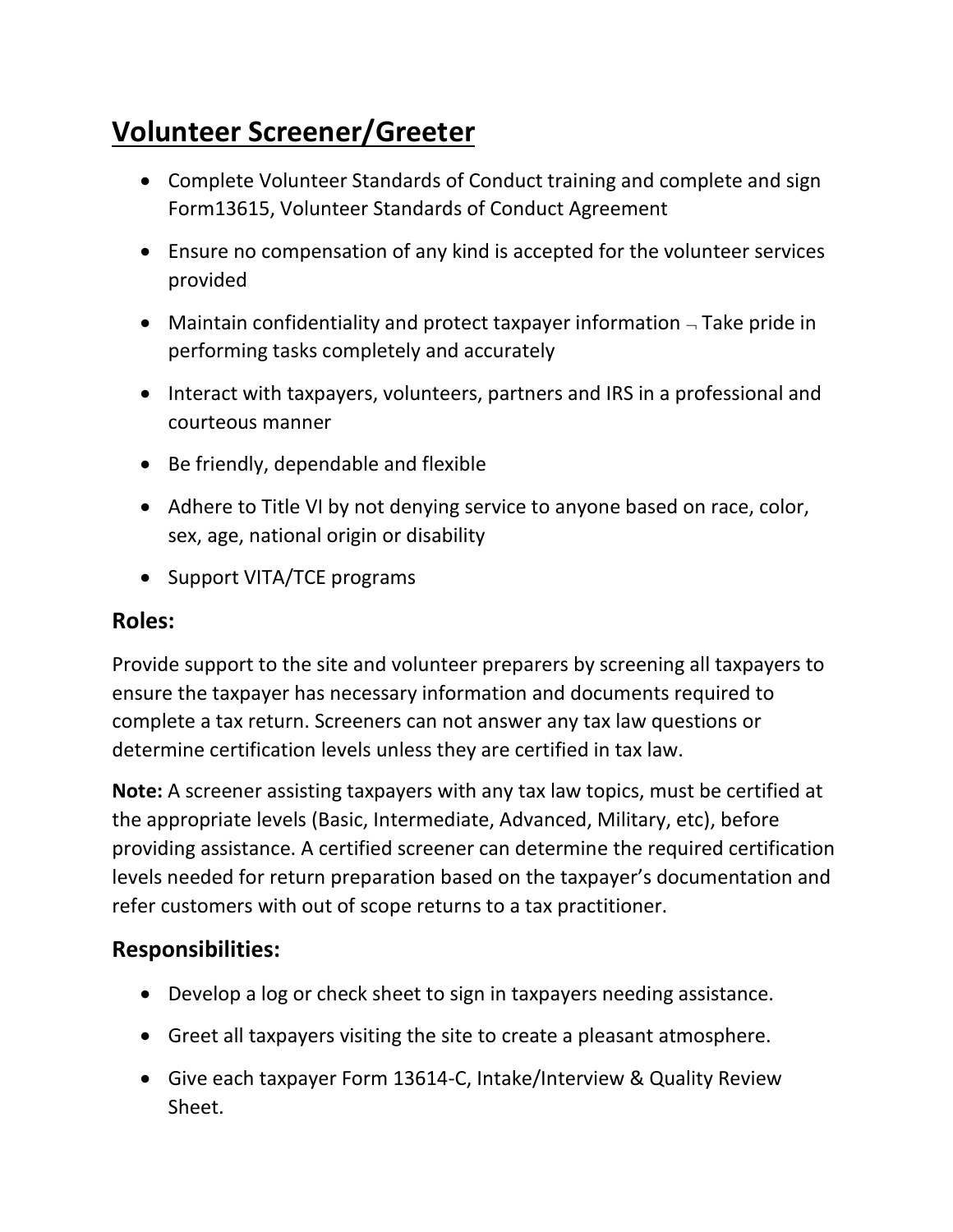# Volunteer Screener/Greeter

- Complete Volunteer Standards of Conduct training and complete and sign Form13615, Volunteer Standards of Conduct Agreement
- Ensure no compensation of any kind is accepted for the volunteer services provided
- Maintain confidentiality and protect taxpayer information ¬ Take pride in performing tasks completely and accurately
- Interact with taxpayers, volunteers, partners and IRS in a professional and courteous manner
- Be friendly, dependable and flexible
- Adhere to Title VI by not denying service to anyone based on race, color, sex, age, national origin or disability
- Support VITA/TCE programs

## Roles:

Provide support to the site and volunteer preparers by screening all taxpayers to ensure the taxpayer has necessary information and documents required to complete a tax return. Screeners can not answer any tax law questions or determine certification levels unless they are certified in tax law.

**Note:** A screener assisting taxpayers with any tax law topics, must be certified at the appropriate levels (Basic, Intermediate, Advanced, Military, etc), before providing assistance. A certified screener can determine the required certification levels needed for return preparation based on the taxpayer's documentation and refer customers with out of scope returns to a tax practitioner.

## Responsibilities:

- Develop a log or check sheet to sign in taxpayers needing assistance.
- Greet all taxpayers visiting the site to create a pleasant atmosphere.
- Give each taxpayer Form 13614-C, Intake/Interview & Quality Review Sheet.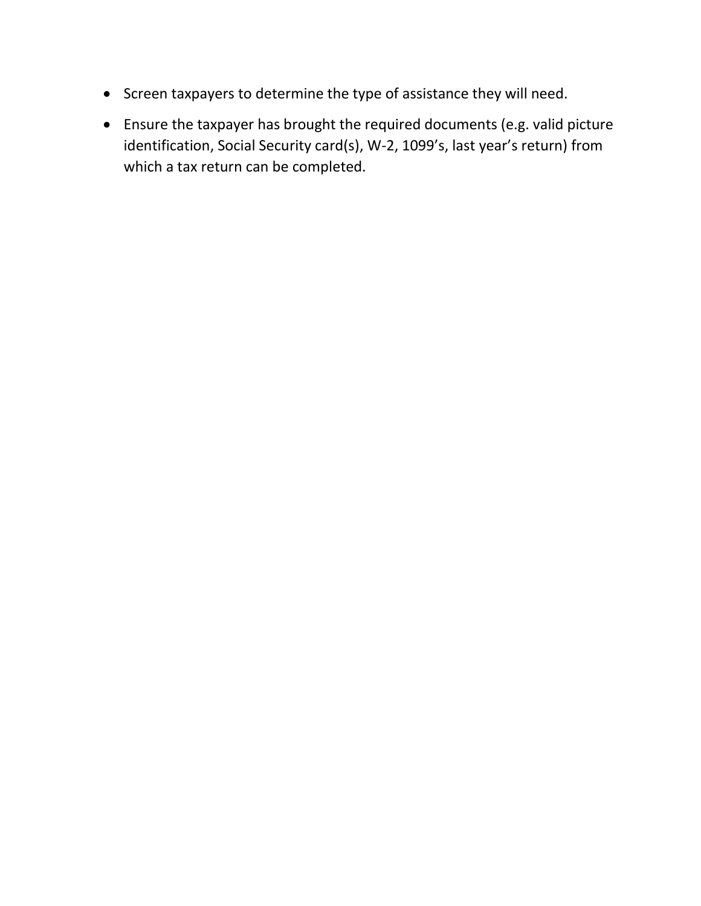- Screen taxpayers to determine the type of assistance they will need.
- Ensure the taxpayer has brought the required documents (e.g. valid picture identification, Social Security card(s), W-2, 1099's, last year's return) from which a tax return can be completed.